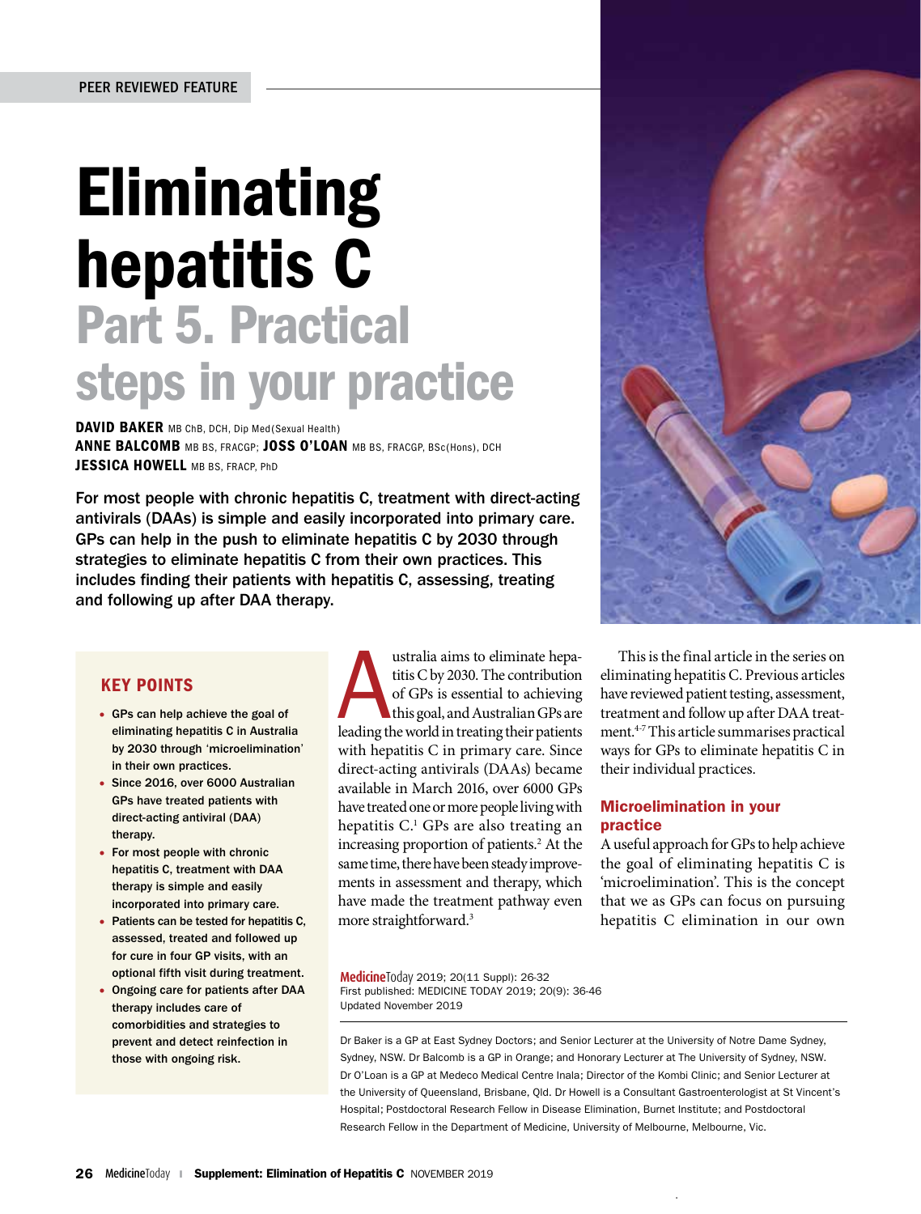PEER REVIEWED FEATURE

# Eliminating hepatitis C

## Part 5. Practical steps in your practice

**DAVID BAKER** MB ChB, DCH, Dip Med(Sexual Health)
**ANNE BALCOMB** MB BS, FRACGP; **JOSS O'LOAN** MB BS, FRACGP, BSc(Hons), DCH
**JESSICA HOWELL** MB BS, FRACP, PhD

**For most people with chronic hepatitis C, treatment with direct-acting antivirals (DAAs) is simple and easily incorporated into primary care. GPs can help in the push to eliminate hepatitis C by 2030 through strategies to eliminate hepatitis C from their own practices. This includes finding their patients with hepatitis C, assessing, treating and following up after DAA therapy.**

### KEY POINTS

- GPs can help achieve the goal of eliminating hepatitis C in Australia by 2030 through 'microelimination' in their own practices.
- Since 2016, over 6000 Australian GPs have treated patients with direct-acting antiviral (DAA) therapy.
- For most people with chronic hepatitis C, treatment with DAA therapy is simple and easily incorporated into primary care.
- Patients can be tested for hepatitis C, assessed, treated and followed up for cure in four GP visits, with an optional fifth visit during treatment.
- Ongoing care for patients after DAA therapy includes care of comorbidities and strategies to prevent and detect reinfection in those with ongoing risk.

Australia aims to eliminate hepatitis C by 2030. The contribution of GPs is essential to achieving this goal, and Australian GPs are leading the world in treating their patients with hepatitis C in primary care. Since direct-acting antivirals (DAAs) became available in March 2016, over 6000 GPs have treated one or more people living with hepatitis C.[1] GPs are also treating an increasing proportion of patients.[2] At the same time, there have been steady improvements in assessment and therapy, which have made the treatment pathway even more straightforward.[3]

This is the final article in the series on eliminating hepatitis C. Previous articles have reviewed patient testing, assessment, treatment and follow up after DAA treatment.[4-7] This article summarises practical ways for GPs to eliminate hepatitis C in their individual practices.

### Microelimination in your practice

A useful approach for GPs to help achieve the goal of eliminating hepatitis C is 'microelimination'. This is the concept that we as GPs can focus on pursuing hepatitis C elimination in our own

MedicineToday 2019; 20(11 Suppl): 26-32
First published: MEDICINE TODAY 2019; 20(9): 36-46
Updated November 2019

Dr Baker is a GP at East Sydney Doctors; and Senior Lecturer at the University of Notre Dame Sydney, Sydney, NSW. Dr Balcomb is a GP in Orange; and Honorary Lecturer at The University of Sydney, NSW. Dr O'Loan is a GP at Medeco Medical Centre Inala; Director of the Kombi Clinic; and Senior Lecturer at the University of Queensland, Brisbane, Qld. Dr Howell is a Consultant Gastroenterologist at St Vincent's Hospital; Postdoctoral Research Fellow in Disease Elimination, Burnet Institute; and Postdoctoral Research Fellow in the Department of Medicine, University of Melbourne, Melbourne, Vic.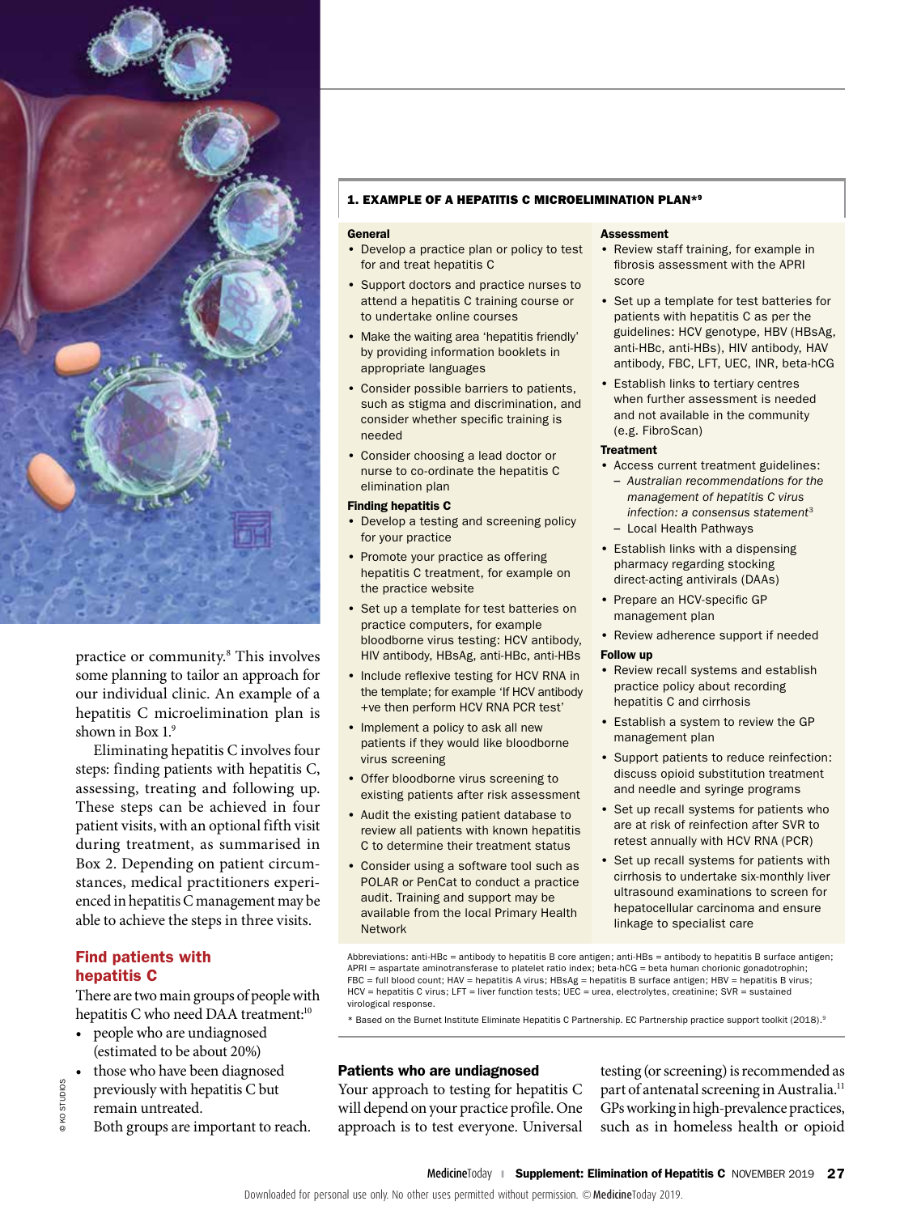practice or community.[8] This involves some planning to tailor an approach for our individual clinic. An example of a hepatitis C microelimination plan is shown in Box 1.[9]

Eliminating hepatitis C involves four steps: finding patients with hepatitis C, assessing, treating and following up. These steps can be achieved in four patient visits, with an optional fifth visit during treatment, as summarised in Box 2. Depending on patient circumstances, medical practitioners experienced in hepatitis C management may be able to achieve the steps in three visits.

### 1. EXAMPLE OF A HEPATITIS C MICROELIMINATION PLAN*[9]

**General**

- Develop a practice plan or policy to test for and treat hepatitis C
- Support doctors and practice nurses to attend a hepatitis C training course or to undertake online courses
- Make the waiting area 'hepatitis friendly' by providing information booklets in appropriate languages
- Consider possible barriers to patients, such as stigma and discrimination, and consider whether specific training is needed
- Consider choosing a lead doctor or nurse to co-ordinate the hepatitis C elimination plan

**Finding hepatitis C**

- Develop a testing and screening policy for your practice
- Promote your practice as offering hepatitis C treatment, for example on the practice website
- Set up a template for test batteries on practice computers, for example bloodborne virus testing: HCV antibody, HIV antibody, HBsAg, anti-HBc, anti-HBs
- Include reflexive testing for HCV RNA in the template; for example 'If HCV antibody +ve then perform HCV RNA PCR test'
- Implement a policy to ask all new patients if they would like bloodborne virus screening
- Offer bloodborne virus screening to existing patients after risk assessment
- Audit the existing patient database to review all patients with known hepatitis C to determine their treatment status
- Consider using a software tool such as POLAR or PenCat to conduct a practice audit. Training and support may be available from the local Primary Health Network

**Assessment**

- Review staff training, for example in fibrosis assessment with the APRI score
- Set up a template for test batteries for patients with hepatitis C as per the guidelines: HCV genotype, HBV (HBsAg, anti-HBc, anti-HBs), HIV antibody, HAV antibody, FBC, LFT, UEC, INR, beta-hCG
- Establish links to tertiary centres when further assessment is needed and not available in the community (e.g. FibroScan)

**Treatment**

- Access current treatment guidelines:
  - *Australian recommendations for the management of hepatitis C virus infection: a consensus statement*[3]
  - Local Health Pathways
- Establish links with a dispensing pharmacy regarding stocking direct-acting antivirals (DAAs)
- Prepare an HCV-specific GP management plan
- Review adherence support if needed

**Follow up**

- Review recall systems and establish practice policy about recording hepatitis C and cirrhosis
- Establish a system to review the GP management plan
- Support patients to reduce reinfection: discuss opioid substitution treatment and needle and syringe programs
- Set up recall systems for patients who are at risk of reinfection after SVR to retest annually with HCV RNA (PCR)
- Set up recall systems for patients with cirrhosis to undertake six-monthly liver ultrasound examinations to screen for hepatocellular carcinoma and ensure linkage to specialist care

Abbreviations: anti-HBc = antibody to hepatitis B core antigen; anti-HBs = antibody to hepatitis B surface antigen; APRI = aspartate aminotransferase to platelet ratio index; beta-hCG = beta human chorionic gonadotrophin; FBC = full blood count; HAV = hepatitis A virus; HBsAg = hepatitis B surface antigen; HBV = hepatitis B virus; HCV = hepatitis C virus; LFT = liver function tests; UEC = urea, electrolytes, creatinine; SVR = sustained virological response.

* Based on the Burnet Institute Eliminate Hepatitis C Partnership. EC Partnership practice support toolkit (2018).[9]

## Find patients with hepatitis C

There are two main groups of people with hepatitis C who need DAA treatment:[10]

- people who are undiagnosed (estimated to be about 20%)
- those who have been diagnosed previously with hepatitis C but remain untreated.

Both groups are important to reach.

### Patients who are undiagnosed

Your approach to testing for hepatitis C will depend on your practice profile. One approach is to test everyone. Universal testing (or screening) is recommended as part of antenatal screening in Australia.[11] GPs working in high-prevalence practices, such as in homeless health or opioid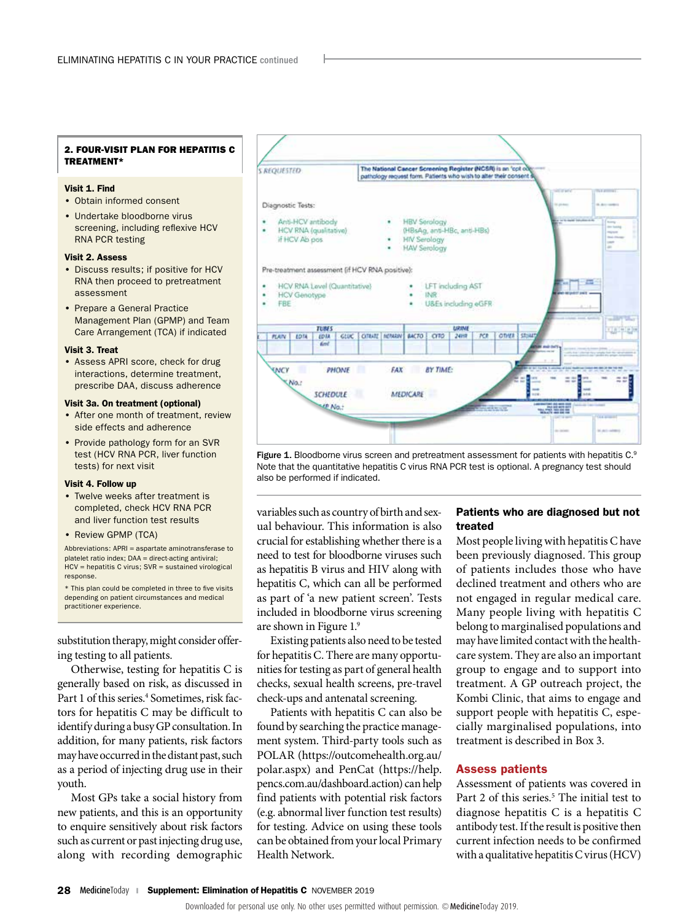## 2. FOUR-VISIT PLAN FOR HEPATITIS C TREATMENT*

**Visit 1. Find**

- Obtain informed consent
- Undertake bloodborne virus screening, including reflexive HCV RNA PCR testing

**Visit 2. Assess**

- Discuss results; if positive for HCV RNA then proceed to pretreatment assessment
- Prepare a General Practice Management Plan (GPMP) and Team Care Arrangement (TCA) if indicated

**Visit 3. Treat**

- Assess APRI score, check for drug interactions, determine treatment, prescribe DAA, discuss adherence

**Visit 3a. On treatment (optional)**

- After one month of treatment, review side effects and adherence
- Provide pathology form for an SVR test (HCV RNA PCR, liver function tests) for next visit

**Visit 4. Follow up**

- Twelve weeks after treatment is completed, check HCV RNA PCR and liver function test results
- Review GPMP (TCA)

Abbreviations: APRI = aspartate aminotransferase to platelet ratio index; DAA = direct-acting antiviral; HCV = hepatitis C virus; SVR = sustained virological response.

* This plan could be completed in three to five visits depending on patient circumstances and medical practitioner experience.

Figure 1. Bloodborne virus screen and pretreatment assessment for patients with hepatitis C.[9] Note that the quantitative hepatitis C virus RNA PCR test is optional. A pregnancy test should also be performed if indicated.

substitution therapy, might consider offering testing to all patients.

Otherwise, testing for hepatitis C is generally based on risk, as discussed in Part 1 of this series.[4] Sometimes, risk factors for hepatitis C may be difficult to identify during a busy GP consultation. In addition, for many patients, risk factors may have occurred in the distant past, such as a period of injecting drug use in their youth.

Most GPs take a social history from new patients, and this is an opportunity to enquire sensitively about risk factors such as current or past injecting drug use, along with recording demographic variables such as country of birth and sexual behaviour. This information is also crucial for establishing whether there is a need to test for bloodborne viruses such as hepatitis B virus and HIV along with hepatitis C, which can all be performed as part of 'a new patient screen'. Tests included in bloodborne virus screening are shown in Figure 1.[9]

Existing patients also need to be tested for hepatitis C. There are many opportunities for testing as part of general health checks, sexual health screens, pre-travel check-ups and antenatal screening.

Patients with hepatitis C can also be found by searching the practice management system. Third-party tools such as POLAR (https://outcomehealth.org.au/polar.aspx) and PenCat (https://help.pencs.com.au/dashboard.action) can help find patients with potential risk factors (e.g. abnormal liver function test results) for testing. Advice on using these tools can be obtained from your local Primary Health Network.

### Patients who are diagnosed but not treated

Most people living with hepatitis C have been previously diagnosed. This group of patients includes those who have declined treatment and others who are not engaged in regular medical care. Many people living with hepatitis C belong to marginalised populations and may have limited contact with the health-care system. They are also an important group to engage and to support into treatment. A GP outreach project, the Kombi Clinic, that aims to engage and support people with hepatitis C, especially marginalised populations, into treatment is described in Box 3.

## Assess patients

Assessment of patients was covered in Part 2 of this series.[5] The initial test to diagnose hepatitis C is a hepatitis C antibody test. If the result is positive then current infection needs to be confirmed with a qualitative hepatitis C virus (HCV)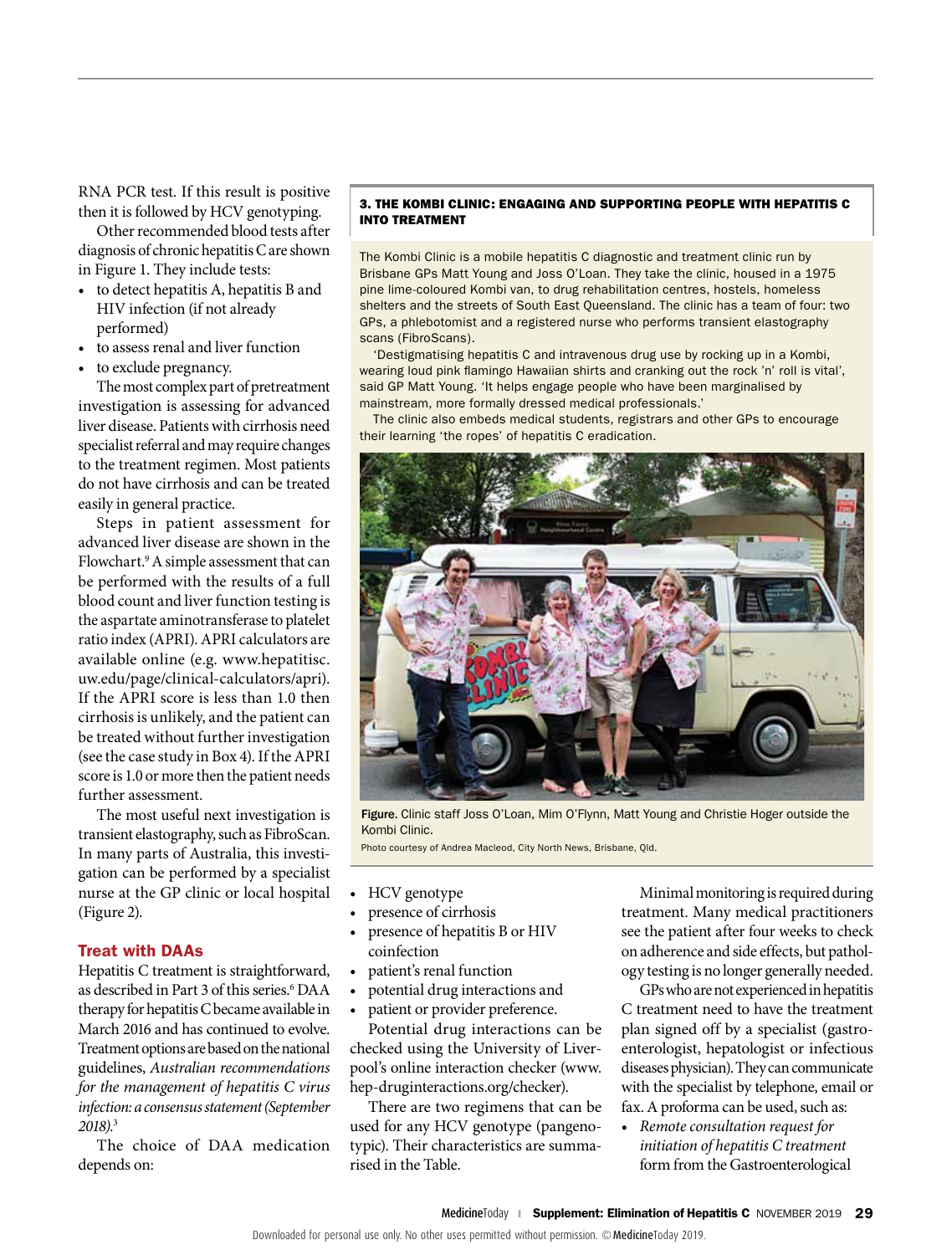RNA PCR test. If this result is positive then it is followed by HCV genotyping.

Other recommended blood tests after diagnosis of chronic hepatitis C are shown in Figure 1. They include tests:

- to detect hepatitis A, hepatitis B and HIV infection (if not already performed)
- to assess renal and liver function
- to exclude pregnancy.

The most complex part of pretreatment investigation is assessing for advanced liver disease. Patients with cirrhosis need specialist referral and may require changes to the treatment regimen. Most patients do not have cirrhosis and can be treated easily in general practice.

Steps in patient assessment for advanced liver disease are shown in the Flowchart.[9] A simple assessment that can be performed with the results of a full blood count and liver function testing is the aspartate aminotransferase to platelet ratio index (APRI). APRI calculators are available online (e.g. www.hepatitisc.uw.edu/page/clinical-calculators/apri). If the APRI score is less than 1.0 then cirrhosis is unlikely, and the patient can be treated without further investigation (see the case study in Box 4). If the APRI score is 1.0 or more then the patient needs further assessment.

The most useful next investigation is transient elastography, such as FibroScan. In many parts of Australia, this investigation can be performed by a specialist nurse at the GP clinic or local hospital (Figure 2).

## Treat with DAAs

Hepatitis C treatment is straightforward, as described in Part 3 of this series.[6] DAA therapy for hepatitis C became available in March 2016 and has continued to evolve. Treatment options are based on the national guidelines, *Australian recommendations for the management of hepatitis C virus infection: a consensus statement (September 2018)*.[3]

The choice of DAA medication depends on:

- HCV genotype
- presence of cirrhosis
- presence of hepatitis B or HIV coinfection
- patient's renal function
- potential drug interactions and
- patient or provider preference.

Potential drug interactions can be checked using the University of Liverpool's online interaction checker (www.hep-druginteractions.org/checker).

There are two regimens that can be used for any HCV genotype (pangenotypic). Their characteristics are summarised in the Table.

Minimal monitoring is required during treatment. Many medical practitioners see the patient after four weeks to check on adherence and side effects, but pathology testing is no longer generally needed.

GPs who are not experienced in hepatitis C treatment need to have the treatment plan signed off by a specialist (gastroenterologist, hepatologist or infectious diseases physician). They can communicate with the specialist by telephone, email or fax. A proforma can be used, such as:

- *Remote consultation request for initiation of hepatitis C treatment* form from the Gastroenterological

---

**3. THE KOMBI CLINIC: ENGAGING AND SUPPORTING PEOPLE WITH HEPATITIS C INTO TREATMENT**

The Kombi Clinic is a mobile hepatitis C diagnostic and treatment clinic run by Brisbane GPs Matt Young and Joss O'Loan. They take the clinic, housed in a 1975 pine lime-coloured Kombi van, to drug rehabilitation centres, hostels, homeless shelters and the streets of South East Queensland. The clinic has a team of four: two GPs, a phlebotomist and a registered nurse who performs transient elastography scans (FibroScans).

'Destigmatising hepatitis C and intravenous drug use by rocking up in a Kombi, wearing loud pink flamingo Hawaiian shirts and cranking out the rock 'n' roll is vital', said GP Matt Young. 'It helps engage people who have been marginalised by mainstream, more formally dressed medical professionals.'

The clinic also embeds medical students, registrars and other GPs to encourage their learning 'the ropes' of hepatitis C eradication.

**Figure.** Clinic staff Joss O'Loan, Mim O'Flynn, Matt Young and Christie Hoger outside the Kombi Clinic.
Photo courtesy of Andrea Macleod, City North News, Brisbane, Qld.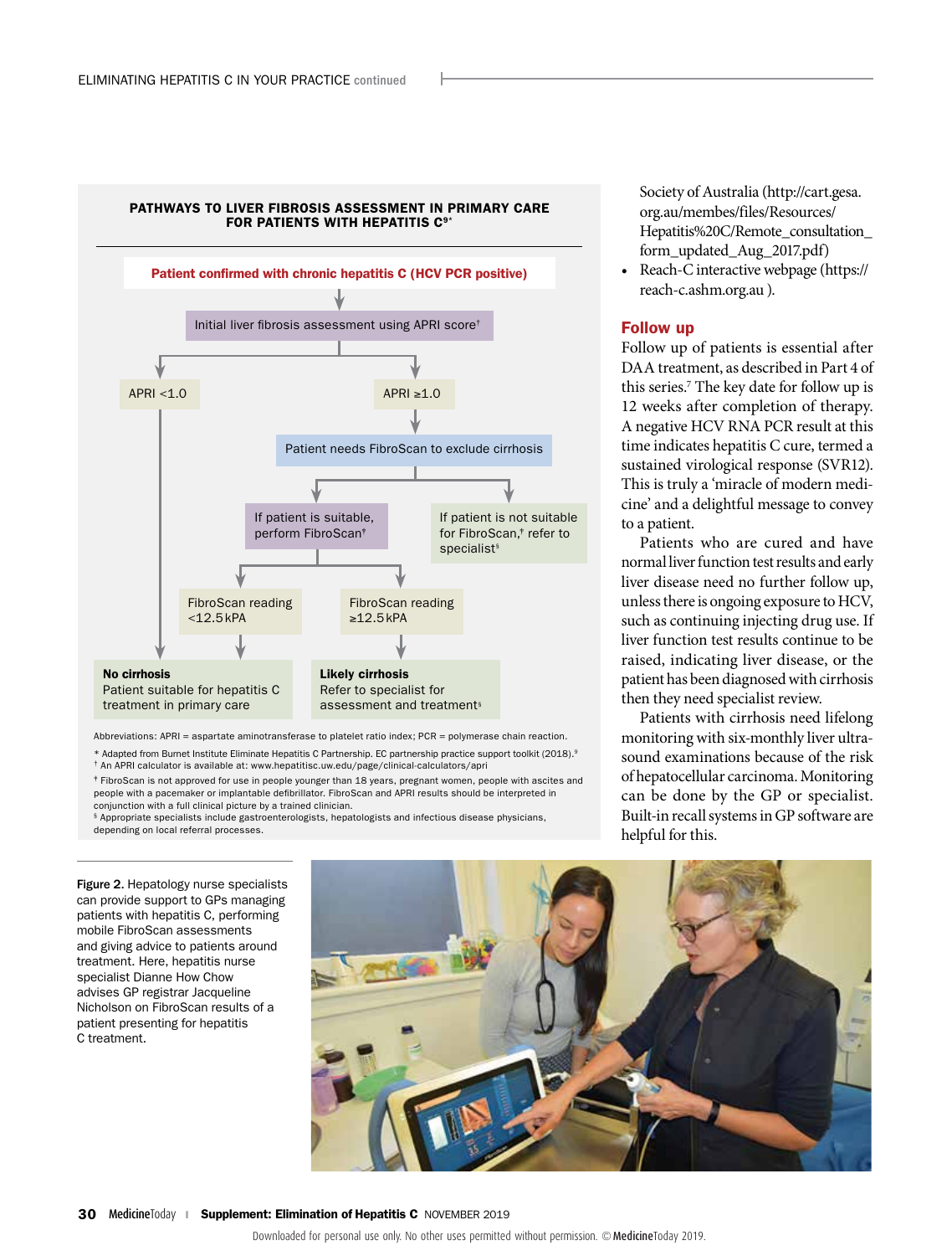### PATHWAYS TO LIVER FIBROSIS ASSESSMENT IN PRIMARY CARE FOR PATIENTS WITH HEPATITIS C[9*]

**Patient confirmed with chronic hepatitis C (HCV PCR positive)**

↓

Initial liver fibrosis assessment using APRI score[†]

- **APRI <1.0** → **No cirrhosis** – Patient suitable for hepatitis C treatment in primary care
- **APRI ≥1.0** → Patient needs FibroScan to exclude cirrhosis
  - If patient is suitable, perform FibroScan[‡]
    - FibroScan reading <12.5 kPA → **No cirrhosis** – Patient suitable for hepatitis C treatment in primary care
    - FibroScan reading ≥12.5 kPA → **Likely cirrhosis** – Refer to specialist for assessment and treatment[§]
  - If patient is not suitable for FibroScan,[‡] refer to specialist[§]

Abbreviations: APRI = aspartate aminotransferase to platelet ratio index; PCR = polymerase chain reaction.

\* Adapted from Burnet Institute Eliminate Hepatitis C Partnership. EC partnership practice support toolkit (2018).[9]

† An APRI calculator is available at: www.hepatitisc.uw.edu/page/clinical-calculators/apri

‡ FibroScan is not approved for use in people younger than 18 years, pregnant women, people with ascites and people with a pacemaker or implantable defibrillator. FibroScan and APRI results should be interpreted in conjunction with a full clinical picture by a trained clinician.

§ Appropriate specialists include gastroenterologists, hepatologists and infectious disease physicians, depending on local referral processes.

Society of Australia (http://cart.gesa.org.au/membes/files/Resources/Hepatitis%20C/Remote_consultation_form_updated_Aug_2017.pdf)

- Reach-C interactive webpage (https://reach-c.ashm.org.au ).

## Follow up

Follow up of patients is essential after DAA treatment, as described in Part 4 of this series.[7] The key date for follow up is 12 weeks after completion of therapy. A negative HCV RNA PCR result at this time indicates hepatitis C cure, termed a sustained virological response (SVR12). This is truly a 'miracle of modern medicine' and a delightful message to convey to a patient.

Patients who are cured and have normal liver function test results and early liver disease need no further follow up, unless there is ongoing exposure to HCV, such as continuing injecting drug use. If liver function test results continue to be raised, indicating liver disease, or the patient has been diagnosed with cirrhosis then they need specialist review.

Patients with cirrhosis need lifelong monitoring with six-monthly liver ultrasound examinations because of the risk of hepatocellular carcinoma. Monitoring can be done by the GP or specialist. Built-in recall systems in GP software are helpful for this.

Figure 2. Hepatology nurse specialists can provide support to GPs managing patients with hepatitis C, performing mobile FibroScan assessments and giving advice to patients around treatment. Here, hepatitis nurse specialist Dianne How Chow advises GP registrar Jacqueline Nicholson on FibroScan results of a patient presenting for hepatitis C treatment.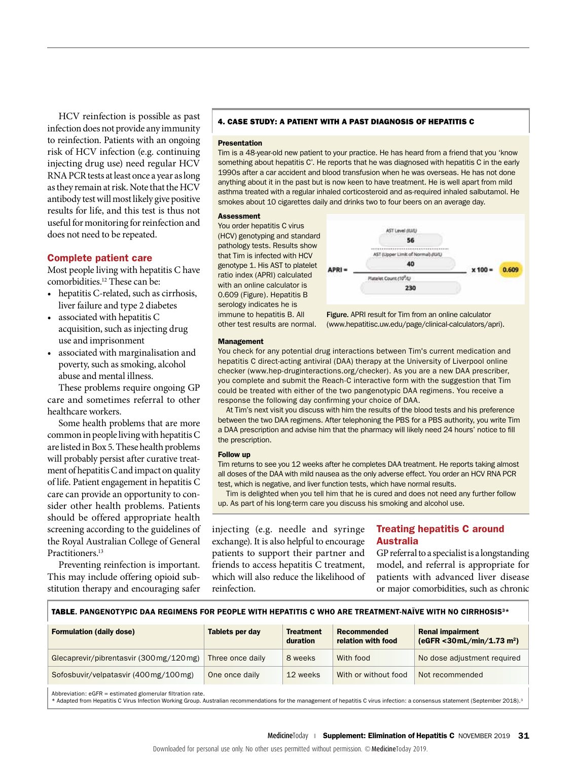HCV reinfection is possible as past infection does not provide any immunity to reinfection. Patients with an ongoing risk of HCV infection (e.g. continuing injecting drug use) need regular HCV RNA PCR tests at least once a year as long as they remain at risk. Note that the HCV antibody test will most likely give positive results for life, and this test is thus not useful for monitoring for reinfection and does not need to be repeated.

## Complete patient care

Most people living with hepatitis C have comorbidities.[12] These can be:

- hepatitis C-related, such as cirrhosis, liver failure and type 2 diabetes
- associated with hepatitis C acquisition, such as injecting drug use and imprisonment
- associated with marginalisation and poverty, such as smoking, alcohol abuse and mental illness.

These problems require ongoing GP care and sometimes referral to other healthcare workers.

Some health problems that are more common in people living with hepatitis C are listed in Box 5. These health problems will probably persist after curative treatment of hepatitis C and impact on quality of life. Patient engagement in hepatitis C care can provide an opportunity to consider other health problems. Patients should be offered appropriate health screening according to the guidelines of the Royal Australian College of General Practitioners.[13]

Preventing reinfection is important. This may include offering opioid substitution therapy and encouraging safer injecting (e.g. needle and syringe exchange). It is also helpful to encourage patients to support their partner and friends to access hepatitis C treatment, which will also reduce the likelihood of reinfection.

### 4. CASE STUDY: A PATIENT WITH A PAST DIAGNOSIS OF HEPATITIS C

**Presentation**

Tim is a 48-year-old new patient to your practice. He has heard from a friend that you 'know something about hepatitis C'. He reports that he was diagnosed with hepatitis C in the early 1990s after a car accident and blood transfusion when he was overseas. He has not done anything about it in the past but is now keen to have treatment. He is well apart from mild asthma treated with a regular inhaled corticosteroid and as-required inhaled salbutamol. He smokes about 10 cigarettes daily and drinks two to four beers on an average day.

**Assessment**

You order hepatitis C virus (HCV) genotyping and standard pathology tests. Results show that Tim is infected with HCV genotype 1. His AST to platelet ratio index (APRI) calculated with an online calculator is 0.609 (Figure). Hepatitis B serology indicates he is immune to hepatitis B. All other test results are normal.

$$\text{APRI} = \frac{\dfrac{\text{AST Level (IU/L)}\ 56}{\text{AST (Upper Limit of Normal) (IU/L)}\ 40}}{\text{Platelet Count }(10^9/\text{L})\ 230} \times 100 = 0.609$$

**Figure.** APRI result for Tim from an online calculator (www.hepatitisc.uw.edu/page/clinical-calculators/apri).

**Management**

You check for any potential drug interactions between Tim's current medication and hepatitis C direct-acting antiviral (DAA) therapy at the University of Liverpool online checker (www.hep-druginteractions.org/checker). As you are a new DAA prescriber, you complete and submit the Reach-C interactive form with the suggestion that Tim could be treated with either of the two pangenotypic DAA regimens. You receive a response the following day confirming your choice of DAA.

At Tim's next visit you discuss with him the results of the blood tests and his preference between the two DAA regimens. After telephoning the PBS for a PBS authority, you write Tim a DAA prescription and advise him that the pharmacy will likely need 24 hours' notice to fill the prescription.

**Follow up**

Tim returns to see you 12 weeks after he completes DAA treatment. He reports taking almost all doses of the DAA with mild nausea as the only adverse effect. You order an HCV RNA PCR test, which is negative, and liver function tests, which have normal results.

Tim is delighted when you tell him that he is cured and does not need any further follow up. As part of his long-term care you discuss his smoking and alcohol use.

## Treating hepatitis C around Australia

GP referral to a specialist is a longstanding model, and referral is appropriate for patients with advanced liver disease or major comorbidities, such as chronic

**TABLE. PANGENOTYPIC DAA REGIMENS FOR PEOPLE WITH HEPATITIS C WHO ARE TREATMENT-NAÏVE WITH NO CIRRHOSIS[3]***

| Formulation (daily dose) | Tablets per day | Treatment duration | Recommended relation with food | Renal impairment (eGFR <30 mL/min/1.73 m$^2$) |
|---|---|---|---|---|
| Glecaprevir/pibrentasvir (300 mg/120 mg) | Three once daily | 8 weeks | With food | No dose adjustment required |
| Sofosbuvir/velpatasvir (400 mg/100 mg) | One once daily | 12 weeks | With or without food | Not recommended |

Abbreviation: eGFR = estimated glomerular filtration rate.
* Adapted from Hepatitis C Virus Infection Working Group. Australian recommendations for the management of hepatitis C virus infection: a consensus statement (September 2018).[3]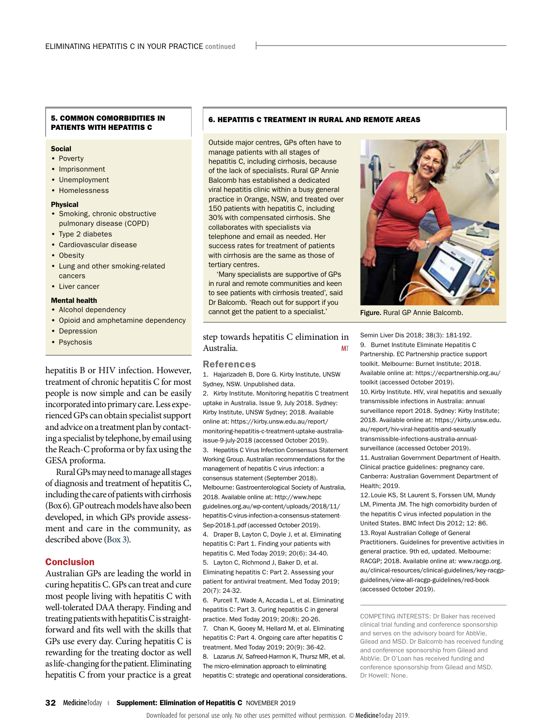### 5. COMMON COMORBIDITIES IN PATIENTS WITH HEPATITIS C

**Social**

- Poverty
- Imprisonment
- Unemployment
- Homelessness

**Physical**

- Smoking, chronic obstructive pulmonary disease (COPD)
- Type 2 diabetes
- Cardiovascular disease
- Obesity
- Lung and other smoking-related cancers
- Liver cancer

**Mental health**

- Alcohol dependency
- Opioid and amphetamine dependency
- Depression
- Psychosis

### 6. HEPATITIS C TREATMENT IN RURAL AND REMOTE AREAS

Outside major centres, GPs often have to manage patients with all stages of hepatitis C, including cirrhosis, because of the lack of specialists. Rural GP Annie Balcomb has established a dedicated viral hepatitis clinic within a busy general practice in Orange, NSW, and treated over 150 patients with hepatitis C, including 30% with compensated cirrhosis. She collaborates with specialists via telephone and email as needed. Her success rates for treatment of patients with cirrhosis are the same as those of tertiary centres.

'Many specialists are supportive of GPs in rural and remote communities and keen to see patients with cirrhosis treated', said Dr Balcomb. 'Reach out for support if you cannot get the patient to a specialist.'

**Figure.** Rural GP Annie Balcomb.

hepatitis B or HIV infection. However, treatment of chronic hepatitis C for most people is now simple and can be easily incorporated into primary care. Less experienced GPs can obtain specialist support and advice on a treatment plan by contacting a specialist by telephone, by email using the Reach-C proforma or by fax using the GESA proforma.

Rural GPs may need to manage all stages of diagnosis and treatment of hepatitis C, including the care of patients with cirrhosis (Box 6). GP outreach models have also been developed, in which GPs provide assessment and care in the community, as described above (Box 3).

## Conclusion

Australian GPs are leading the world in curing hepatitis C. GPs can treat and cure most people living with hepatitis C with well-tolerated DAA therapy. Finding and treating patients with hepatitis C is straightforward and fits well with the skills that GPs use every day. Curing hepatitis C is rewarding for the treating doctor as well as life-changing for the patient. Eliminating hepatitis C from your practice is a great step towards hepatitis C elimination in Australia. MT

## References

1. Hajarizadeh B, Dore G. Kirby Institute, UNSW Sydney, NSW. Unpublished data.
2. Kirby Institute. Monitoring hepatitis C treatment uptake in Australia. Issue 9, July 2018. Sydney: Kirby Institute, UNSW Sydney; 2018. Available online at: https://kirby.unsw.edu.au/report/monitoring-hepatitis-c-treatment-uptake-australia-issue-9-july-2018 (accessed October 2019).
3. Hepatitis C Virus Infection Consensus Statement Working Group. Australian recommendations for the management of hepatitis C virus infection: a consensus statement (September 2018). Melbourne: Gastroenterological Society of Australia, 2018. Available online at: http://www.hepcguidelines.org.au/wp-content/uploads/2018/11/hepatitis-C-virus-infection-a-consensus-statement-Sep-2018-1.pdf (accessed October 2019).
4. Draper B, Layton C, Doyle J, et al. Eliminating hepatitis C: Part 1. Finding your patients with hepatitis C. Med Today 2019; 20(6): 34-40.
5. Layton C, Richmond J, Baker D, et al. Eliminating hepatitis C: Part 2. Assessing your patient for antiviral treatment. Med Today 2019; 20(7): 24-32.
6. Purcell T, Wade A, Accadia L, et al. Eliminating hepatitis C: Part 3. Curing hepatitis C in general practice. Med Today 2019; 20(8): 20-26.
7. Chan K, Gooey M, Hellard M, et al. Eliminating hepatitis C: Part 4. Ongoing care after hepatitis C treatment. Med Today 2019; 20(9): 36-42.
8. Lazarus JV, Safreed-Harmon K, Thursz MR, et al. The micro-elimination approach to eliminating hepatitis C: strategic and operational considerations. Semin Liver Dis 2018; 38(3): 181-192.
9. Burnet Institute Eliminate Hepatitis C Partnership. EC Partnership practice support toolkit. Melbourne: Burnet Institute; 2018. Available online at: https://ecpartnership.org.au/toolkit (accessed October 2019).
10. Kirby Institute. HIV, viral hepatitis and sexually transmissible infections in Australia: annual surveillance report 2018. Sydney: Kirby Institute; 2018. Available online at: https://kirby.unsw.edu.au/report/hiv-viral-hepatitis-and-sexually-transmissible-infections-australia-annual-surveillance (accessed October 2019).
11. Australian Government Department of Health. Clinical practice guidelines: pregnancy care. Canberra: Australian Government Department of Health; 2019.
12. Louie KS, St Laurent S, Forssen UM, Mundy LM, Pimenta JM. The high comorbidity burden of the hepatitis C virus infected population in the United States. BMC Infect Dis 2012; 12: 86.
13. Royal Australian College of General Practitioners. Guidelines for preventive activities in general practice. 9th ed, updated. Melbourne: RACGP; 2018. Available online at: www.racgp.org.au/clinical-resources/clinical-guidelines/key-racgp-guidelines/view-all-racgp-guidelines/red-book (accessed October 2019).

COMPETING INTERESTS: Dr Baker has received clinical trial funding and conference sponsorship and serves on the advisory board for AbbVie, Gilead and MSD. Dr Balcomb has received funding and conference sponsorship from Gilead and AbbVie. Dr O'Loan has received funding and conference sponsorship from Gilead and MSD. Dr Howell: None.